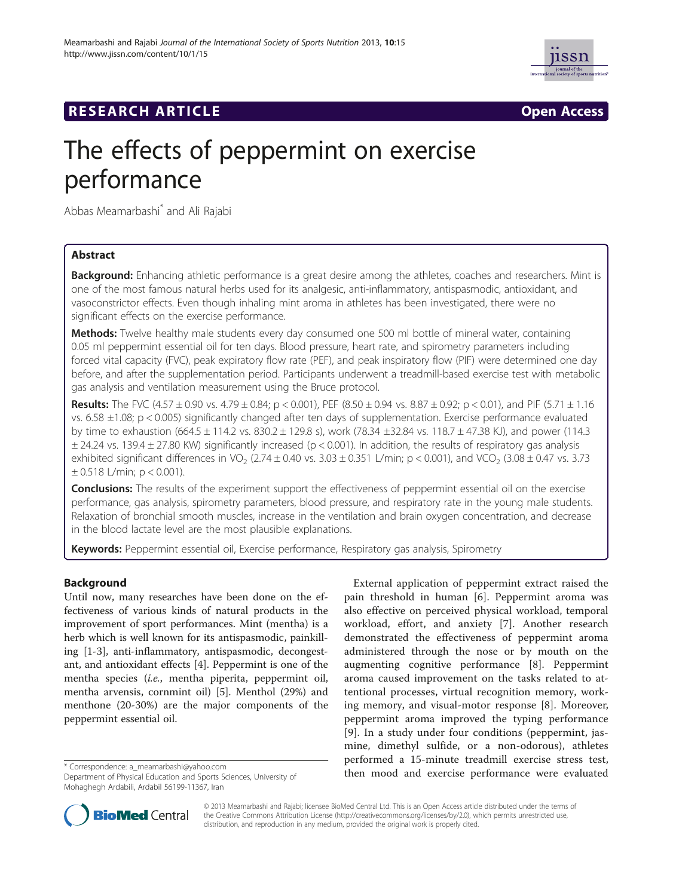**RESEARCH ARTICLE** **Open Access**

# The effects of peppermint on exercise performance

Abbas Meamarbashi* and Ali Rajabi

## Abstract

**Background:** Enhancing athletic performance is a great desire among the athletes, coaches and researchers. Mint is one of the most famous natural herbs used for its analgesic, anti-inflammatory, antispasmodic, antioxidant, and vasoconstrictor effects. Even though inhaling mint aroma in athletes has been investigated, there were no significant effects on the exercise performance.

**Methods:** Twelve healthy male students every day consumed one 500 ml bottle of mineral water, containing 0.05 ml peppermint essential oil for ten days. Blood pressure, heart rate, and spirometry parameters including forced vital capacity (FVC), peak expiratory flow rate (PEF), and peak inspiratory flow (PIF) were determined one day before, and after the supplementation period. Participants underwent a treadmill-based exercise test with metabolic gas analysis and ventilation measurement using the Bruce protocol.

**Results:** The FVC (4.57 ± 0.90 vs. 4.79 ± 0.84; $p < 0.001$), PEF (8.50 ± 0.94 vs. 8.87 ± 0.92; $p < 0.01$), and PIF (5.71 ± 1.16 vs. 6.58 ±1.08; $p < 0.005$) significantly changed after ten days of supplementation. Exercise performance evaluated by time to exhaustion (664.5 ± 114.2 vs. 830.2 ± 129.8 s), work (78.34 ±32.84 vs. 118.7 ± 47.38 KJ), and power (114.3 ± 24.24 vs. 139.4 ± 27.80 KW) significantly increased ($p < 0.001$). In addition, the results of respiratory gas analysis exhibited significant differences in $VO_2$ (2.74 ± 0.40 vs. 3.03 ± 0.351 L/min; $p < 0.001$), and $VCO_2$ (3.08 ± 0.47 vs. 3.73 ± 0.518 L/min; $p < 0.001$).

**Conclusions:** The results of the experiment support the effectiveness of peppermint essential oil on the exercise performance, gas analysis, spirometry parameters, blood pressure, and respiratory rate in the young male students. Relaxation of bronchial smooth muscles, increase in the ventilation and brain oxygen concentration, and decrease in the blood lactate level are the most plausible explanations.

**Keywords:** Peppermint essential oil, Exercise performance, Respiratory gas analysis, Spirometry

## Background

Until now, many researches have been done on the effectiveness of various kinds of natural products in the improvement of sport performances. Mint (mentha) is a herb which is well known for its antispasmodic, painkilling [1-3], anti-inflammatory, antispasmodic, decongestant, and antioxidant effects [4]. Peppermint is one of the mentha species (*i.e.*, mentha piperita, peppermint oil, mentha arvensis, cornmint oil) [5]. Menthol (29%) and menthone (20-30%) are the major components of the peppermint essential oil.

External application of peppermint extract raised the pain threshold in human [6]. Peppermint aroma was also effective on perceived physical workload, temporal workload, effort, and anxiety [7]. Another research demonstrated the effectiveness of peppermint aroma administered through the nose or by mouth on the augmenting cognitive performance [8]. Peppermint aroma caused improvement on the tasks related to attentional processes, virtual recognition memory, working memory, and visual-motor response [8]. Moreover, peppermint aroma improved the typing performance [9]. In a study under four conditions (peppermint, jasmine, dimethyl sulfide, or a non-odorous), athletes performed a 15-minute treadmill exercise stress test, then mood and exercise performance were evaluated

\* Correspondence: a_meamarbashi@yahoo.com
Department of Physical Education and Sports Sciences, University of Mohaghegh Ardabili, Ardabil 56199-11367, Iran

© 2013 Meamarbashi and Rajabi; licensee BioMed Central Ltd. This is an Open Access article distributed under the terms of the Creative Commons Attribution License (http://creativecommons.org/licenses/by/2.0), which permits unrestricted use, distribution, and reproduction in any medium, provided the original work is properly cited.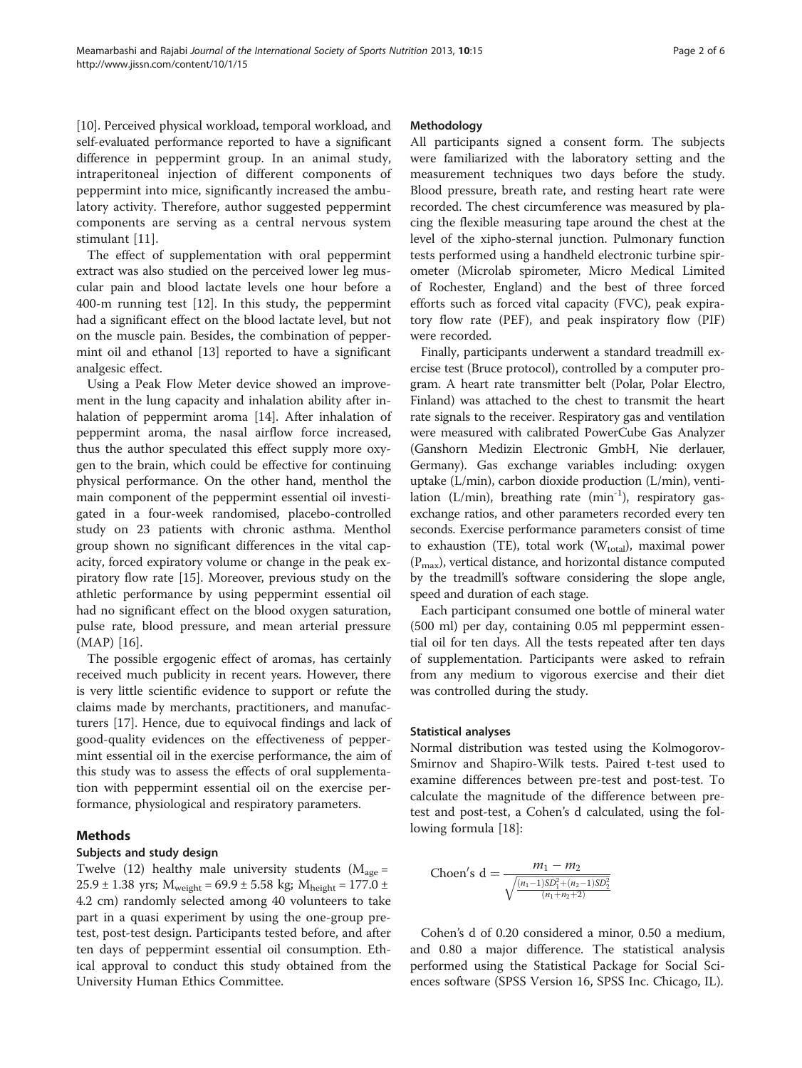[10]. Perceived physical workload, temporal workload, and self-evaluated performance reported to have a significant difference in peppermint group. In an animal study, intraperitoneal injection of different components of peppermint into mice, significantly increased the ambulatory activity. Therefore, author suggested peppermint components are serving as a central nervous system stimulant [11].

The effect of supplementation with oral peppermint extract was also studied on the perceived lower leg muscular pain and blood lactate levels one hour before a 400-m running test [12]. In this study, the peppermint had a significant effect on the blood lactate level, but not on the muscle pain. Besides, the combination of peppermint oil and ethanol [13] reported to have a significant analgesic effect.

Using a Peak Flow Meter device showed an improvement in the lung capacity and inhalation ability after inhalation of peppermint aroma [14]. After inhalation of peppermint aroma, the nasal airflow force increased, thus the author speculated this effect supply more oxygen to the brain, which could be effective for continuing physical performance. On the other hand, menthol the main component of the peppermint essential oil investigated in a four-week randomised, placebo-controlled study on 23 patients with chronic asthma. Menthol group shown no significant differences in the vital capacity, forced expiratory volume or change in the peak expiratory flow rate [15]. Moreover, previous study on the athletic performance by using peppermint essential oil had no significant effect on the blood oxygen saturation, pulse rate, blood pressure, and mean arterial pressure (MAP) [16].

The possible ergogenic effect of aromas, has certainly received much publicity in recent years. However, there is very little scientific evidence to support or refute the claims made by merchants, practitioners, and manufacturers [17]. Hence, due to equivocal findings and lack of good-quality evidences on the effectiveness of peppermint essential oil in the exercise performance, the aim of this study was to assess the effects of oral supplementation with peppermint essential oil on the exercise performance, physiological and respiratory parameters.

## Methods

### Subjects and study design

Twelve (12) healthy male university students ($M_{age}$ = 25.9 ± 1.38 yrs; $M_{weight}$ = 69.9 ± 5.58 kg; $M_{height}$ = 177.0 ± 4.2 cm) randomly selected among 40 volunteers to take part in a quasi experiment by using the one-group pretest, post-test design. Participants tested before, and after ten days of peppermint essential oil consumption. Ethical approval to conduct this study obtained from the University Human Ethics Committee.

### Methodology

All participants signed a consent form. The subjects were familiarized with the laboratory setting and the measurement techniques two days before the study. Blood pressure, breath rate, and resting heart rate were recorded. The chest circumference was measured by placing the flexible measuring tape around the chest at the level of the xipho-sternal junction. Pulmonary function tests performed using a handheld electronic turbine spirometer (Microlab spirometer, Micro Medical Limited of Rochester, England) and the best of three forced efforts such as forced vital capacity (FVC), peak expiratory flow rate (PEF), and peak inspiratory flow (PIF) were recorded.

Finally, participants underwent a standard treadmill exercise test (Bruce protocol), controlled by a computer program. A heart rate transmitter belt (Polar, Polar Electro, Finland) was attached to the chest to transmit the heart rate signals to the receiver. Respiratory gas and ventilation were measured with calibrated PowerCube Gas Analyzer (Ganshorn Medizin Electronic GmbH, Nie derlauer, Germany). Gas exchange variables including: oxygen uptake (L/min), carbon dioxide production (L/min), ventilation (L/min), breathing rate ($min^{-1}$), respiratory gas-exchange ratios, and other parameters recorded every ten seconds. Exercise performance parameters consist of time to exhaustion (TE), total work ($W_{total}$), maximal power ($P_{max}$), vertical distance, and horizontal distance computed by the treadmill's software considering the slope angle, speed and duration of each stage.

Each participant consumed one bottle of mineral water (500 ml) per day, containing 0.05 ml peppermint essential oil for ten days. All the tests repeated after ten days of supplementation. Participants were asked to refrain from any medium to vigorous exercise and their diet was controlled during the study.

### Statistical analyses

Normal distribution was tested using the Kolmogorov-Smirnov and Shapiro-Wilk tests. Paired t-test used to examine differences between pre-test and post-test. To calculate the magnitude of the difference between pre-test and post-test, a Cohen's d calculated, using the following formula [18]:

$$\text{Choen's d} = \frac{m_1 - m_2}{\sqrt{\frac{(n_1-1)SD_1^2+(n_2-1)SD_2^2}{(n_1+n_2+2)}}}$$

Cohen's d of 0.20 considered a minor, 0.50 a medium, and 0.80 a major difference. The statistical analysis performed using the Statistical Package for Social Sciences software (SPSS Version 16, SPSS Inc. Chicago, IL).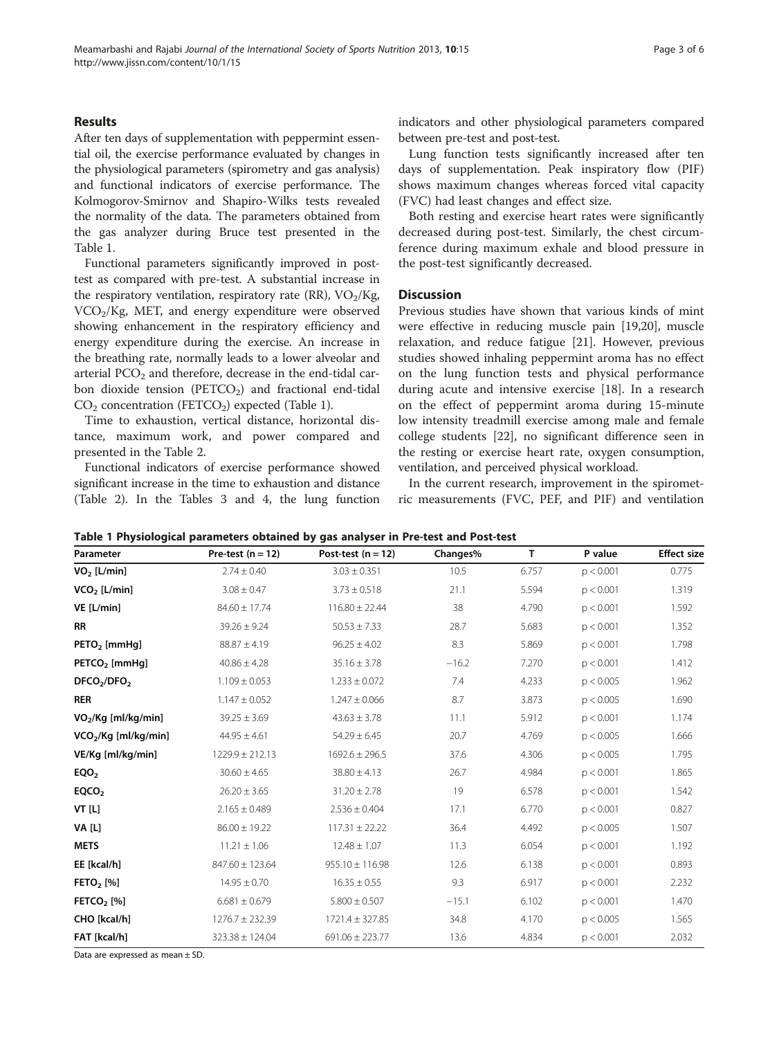## Results

After ten days of supplementation with peppermint essential oil, the exercise performance evaluated by changes in the physiological parameters (spirometry and gas analysis) and functional indicators of exercise performance. The Kolmogorov-Smirnov and Shapiro-Wilks tests revealed the normality of the data. The parameters obtained from the gas analyzer during Bruce test presented in the Table 1.

Functional parameters significantly improved in post-test as compared with pre-test. A substantial increase in the respiratory ventilation, respiratory rate (RR), $VO_2$/Kg, $VCO_2$/Kg, MET, and energy expenditure were observed showing enhancement in the respiratory efficiency and energy expenditure during the exercise. An increase in the breathing rate, normally leads to a lower alveolar and arterial $PCO_2$ and therefore, decrease in the end-tidal carbon dioxide tension ($PETCO_2$) and fractional end-tidal $CO_2$ concentration ($FETCO_2$) expected (Table 1).

Time to exhaustion, vertical distance, horizontal distance, maximum work, and power compared and presented in the Table 2.

Functional indicators of exercise performance showed significant increase in the time to exhaustion and distance (Table 2). In the Tables 3 and 4, the lung function indicators and other physiological parameters compared between pre-test and post-test.

Lung function tests significantly increased after ten days of supplementation. Peak inspiratory flow (PIF) shows maximum changes whereas forced vital capacity (FVC) had least changes and effect size.

Both resting and exercise heart rates were significantly decreased during post-test. Similarly, the chest circumference during maximum exhale and blood pressure in the post-test significantly decreased.

## Discussion

Previous studies have shown that various kinds of mint were effective in reducing muscle pain [19,20], muscle relaxation, and reduce fatigue [21]. However, previous studies showed inhaling peppermint aroma has no effect on the lung function tests and physical performance during acute and intensive exercise [18]. In a research on the effect of peppermint aroma during 15-minute low intensity treadmill exercise among male and female college students [22], no significant difference seen in the resting or exercise heart rate, oxygen consumption, ventilation, and perceived physical workload.

In the current research, improvement in the spirometric measurements (FVC, PEF, and PIF) and ventilation

**Table 1 Physiological parameters obtained by gas analyser in Pre-test and Post-test**

| Parameter | Pre-test (n = 12) | Post-test (n = 12) | Changes% | T | P value | Effect size |
|---|---|---|---|---|---|---|
| $VO_2$ [L/min] | 2.74 ± 0.40 | 3.03 ± 0.351 | 10.5 | 6.757 | p < 0.001 | 0.775 |
| $VCO_2$ [L/min] | 3.08 ± 0.47 | 3.73 ± 0.518 | 21.1 | 5.594 | p < 0.001 | 1.319 |
| VE [L/min] | 84.60 ± 17.74 | 116.80 ± 22.44 | 38 | 4.790 | p < 0.001 | 1.592 |
| RR | 39.26 ± 9.24 | 50.53 ± 7.33 | 28.7 | 5.683 | p < 0.001 | 1.352 |
| $PETO_2$ [mmHg] | 88.87 ± 4.19 | 96.25 ± 4.02 | 8.3 | 5.869 | p < 0.001 | 1.798 |
| $PETCO_2$ [mmHg] | 40.86 ± 4.28 | 35.16 ± 3.78 | −16.2 | 7.270 | p < 0.001 | 1.412 |
| $DFCO_2/DFO_2$ | 1.109 ± 0.053 | 1.233 ± 0.072 | 7.4 | 4.233 | p < 0.005 | 1.962 |
| RER | 1.147 ± 0.052 | 1.247 ± 0.066 | 8.7 | 3.873 | p < 0.005 | 1.690 |
| $VO_2$/Kg [ml/kg/min] | 39.25 ± 3.69 | 43.63 ± 3.78 | 11.1 | 5.912 | p < 0.001 | 1.174 |
| $VCO_2$/Kg [ml/kg/min] | 44.95 ± 4.61 | 54.29 ± 6.45 | 20.7 | 4.769 | p < 0.005 | 1.666 |
| VE/Kg [ml/kg/min] | 1229.9 ± 212.13 | 1692.6 ± 296.5 | 37.6 | 4.306 | p < 0.005 | 1.795 |
| $EQO_2$ | 30.60 ± 4.65 | 38.80 ± 4.13 | 26.7 | 4.984 | p < 0.001 | 1.865 |
| $EQCO_2$ | 26.20 ± 3.65 | 31.20 ± 2.78 | 19 | 6.578 | p < 0.001 | 1.542 |
| VT [L] | 2.165 ± 0.489 | 2.536 ± 0.404 | 17.1 | 6.770 | p < 0.001 | 0.827 |
| VA [L] | 86.00 ± 19.22 | 117.31 ± 22.22 | 36.4 | 4.492 | p < 0.005 | 1.507 |
| METS | 11.21 ± 1.06 | 12.48 ± 1.07 | 11.3 | 6.054 | p < 0.001 | 1.192 |
| EE [kcal/h] | 847.60 ± 123.64 | 955.10 ± 116.98 | 12.6 | 6.138 | p < 0.001 | 0.893 |
| $FETO_2$ [%] | 14.95 ± 0.70 | 16.35 ± 0.55 | 9.3 | 6.917 | p < 0.001 | 2.232 |
| $FETCO_2$ [%] | 6.681 ± 0.679 | 5.800 ± 0.507 | −15.1 | 6.102 | p < 0.001 | 1.470 |
| CHO [kcal/h] | 1276.7 ± 232.39 | 1721.4 ± 327.85 | 34.8 | 4.170 | p < 0.005 | 1.565 |
| FAT [kcal/h] | 323.38 ± 124.04 | 691.06 ± 223.77 | 13.6 | 4.834 | p < 0.001 | 2.032 |

Data are expressed as mean ± SD.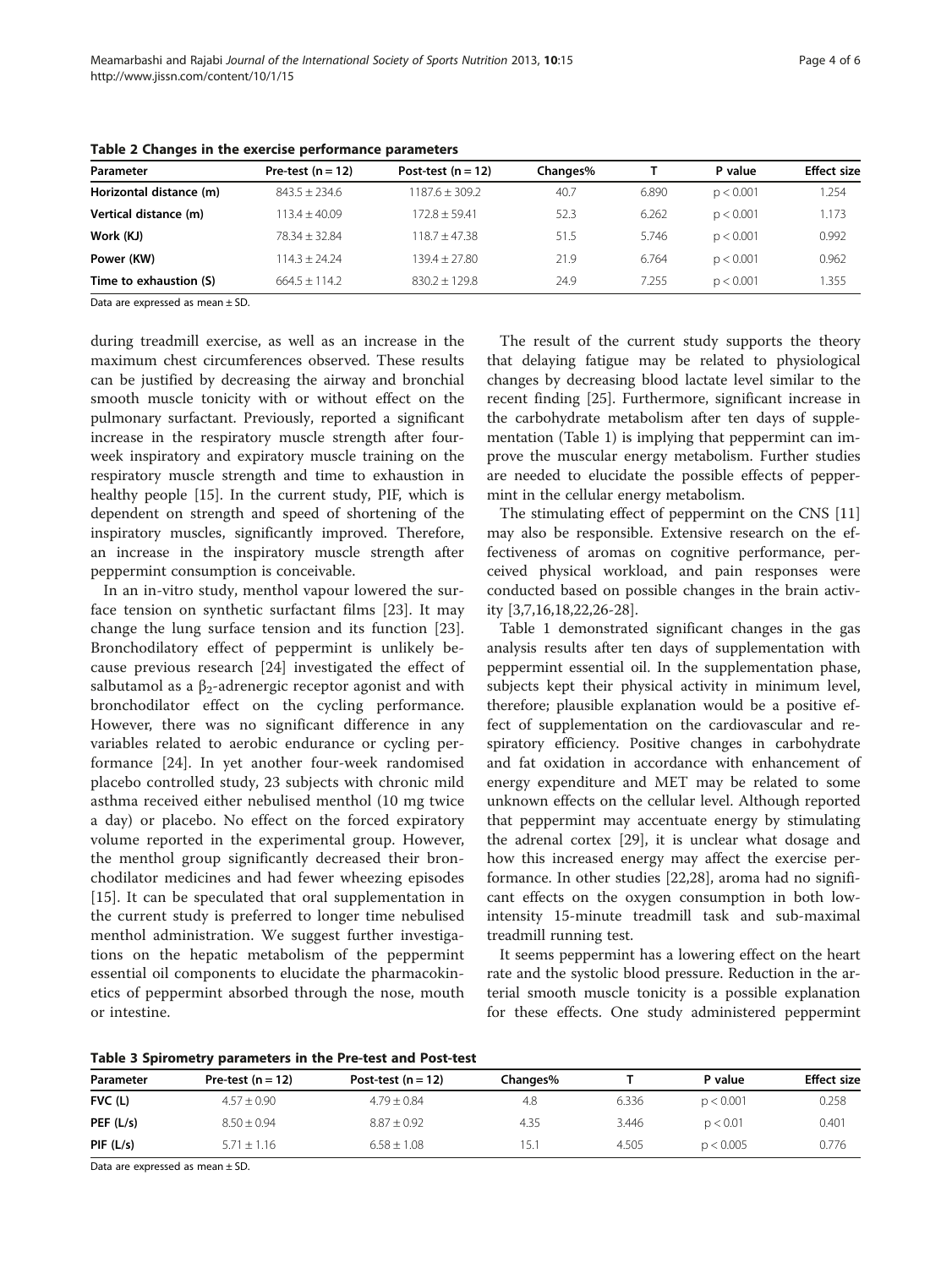**Table 2 Changes in the exercise performance parameters**

| Parameter | Pre-test (n = 12) | Post-test (n = 12) | Changes% | T | P value | Effect size |
|---|---|---|---|---|---|---|
| **Horizontal distance (m)** | 843.5 ± 234.6 | 1187.6 ± 309.2 | 40.7 | 6.890 | p < 0.001 | 1.254 |
| **Vertical distance (m)** | 113.4 ± 40.09 | 172.8 ± 59.41 | 52.3 | 6.262 | p < 0.001 | 1.173 |
| **Work (KJ)** | 78.34 ± 32.84 | 118.7 ± 47.38 | 51.5 | 5.746 | p < 0.001 | 0.992 |
| **Power (KW)** | 114.3 ± 24.24 | 139.4 ± 27.80 | 21.9 | 6.764 | p < 0.001 | 0.962 |
| **Time to exhaustion (S)** | 664.5 ± 114.2 | 830.2 ± 129.8 | 24.9 | 7.255 | p < 0.001 | 1.355 |

Data are expressed as mean ± SD.

during treadmill exercise, as well as an increase in the maximum chest circumferences observed. These results can be justified by decreasing the airway and bronchial smooth muscle tonicity with or without effect on the pulmonary surfactant. Previously, reported a significant increase in the respiratory muscle strength after four-week inspiratory and expiratory muscle training on the respiratory muscle strength and time to exhaustion in healthy people [15]. In the current study, PIF, which is dependent on strength and speed of shortening of the inspiratory muscles, significantly improved. Therefore, an increase in the inspiratory muscle strength after peppermint consumption is conceivable.

In an in-vitro study, menthol vapour lowered the surface tension on synthetic surfactant films [23]. It may change the lung surface tension and its function [23]. Bronchodilatory effect of peppermint is unlikely because previous research [24] investigated the effect of salbutamol as a $\beta_2$-adrenergic receptor agonist and with bronchodilator effect on the cycling performance. However, there was no significant difference in any variables related to aerobic endurance or cycling performance [24]. In yet another four-week randomised placebo controlled study, 23 subjects with chronic mild asthma received either nebulised menthol (10 mg twice a day) or placebo. No effect on the forced expiratory volume reported in the experimental group. However, the menthol group significantly decreased their bronchodilator medicines and had fewer wheezing episodes [15]. It can be speculated that oral supplementation in the current study is preferred to longer time nebulised menthol administration. We suggest further investigations on the hepatic metabolism of the peppermint essential oil components to elucidate the pharmacokinetics of peppermint absorbed through the nose, mouth or intestine.

The result of the current study supports the theory that delaying fatigue may be related to physiological changes by decreasing blood lactate level similar to the recent finding [25]. Furthermore, significant increase in the carbohydrate metabolism after ten days of supplementation (Table 1) is implying that peppermint can improve the muscular energy metabolism. Further studies are needed to elucidate the possible effects of peppermint in the cellular energy metabolism.

The stimulating effect of peppermint on the CNS [11] may also be responsible. Extensive research on the effectiveness of aromas on cognitive performance, perceived physical workload, and pain responses were conducted based on possible changes in the brain activity [3,7,16,18,22,26-28].

Table 1 demonstrated significant changes in the gas analysis results after ten days of supplementation with peppermint essential oil. In the supplementation phase, subjects kept their physical activity in minimum level, therefore; plausible explanation would be a positive effect of supplementation on the cardiovascular and respiratory efficiency. Positive changes in carbohydrate and fat oxidation in accordance with enhancement of energy expenditure and MET may be related to some unknown effects on the cellular level. Although reported that peppermint may accentuate energy by stimulating the adrenal cortex [29], it is unclear what dosage and how this increased energy may affect the exercise performance. In other studies [22,28], aroma had no significant effects on the oxygen consumption in both low-intensity 15-minute treadmill task and sub-maximal treadmill running test.

It seems peppermint has a lowering effect on the heart rate and the systolic blood pressure. Reduction in the arterial smooth muscle tonicity is a possible explanation for these effects. One study administered peppermint

**Table 3 Spirometry parameters in the Pre-test and Post-test**

| Parameter | Pre-test (n = 12) | Post-test (n = 12) | Changes% | T | P value | Effect size |
|---|---|---|---|---|---|---|
| **FVC (L)** | 4.57 ± 0.90 | 4.79 ± 0.84 | 4.8 | 6.336 | p < 0.001 | 0.258 |
| **PEF (L/s)** | 8.50 ± 0.94 | 8.87 ± 0.92 | 4.35 | 3.446 | p < 0.01 | 0.401 |
| **PIF (L/s)** | 5.71 ± 1.16 | 6.58 ± 1.08 | 15.1 | 4.505 | p < 0.005 | 0.776 |

Data are expressed as mean ± SD.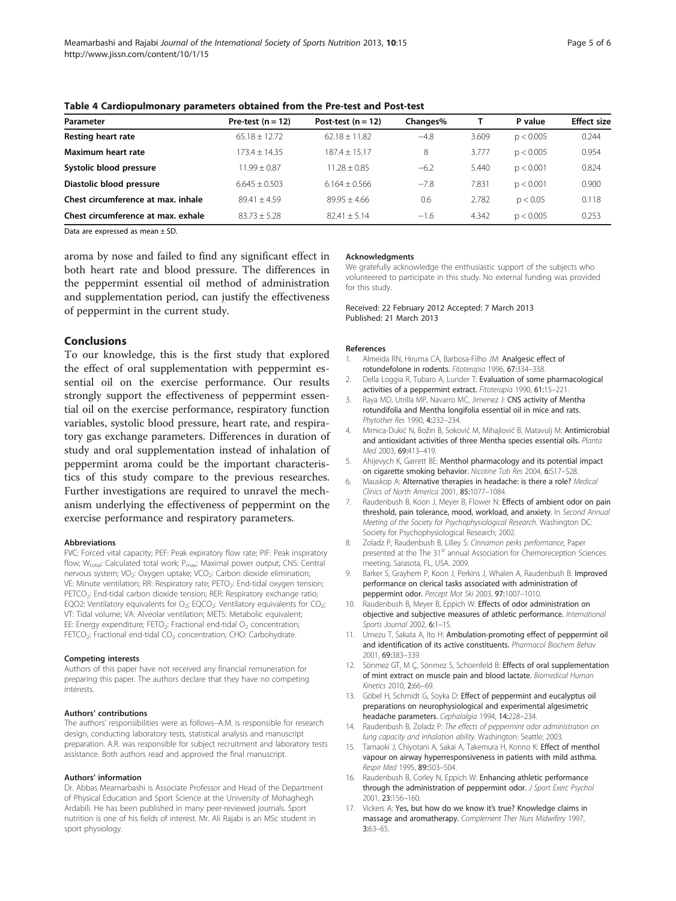**Table 4 Cardiopulmonary parameters obtained from the Pre-test and Post-test**

| Parameter | Pre-test (n = 12) | Post-test (n = 12) | Changes% | T | P value | Effect size |
|---|---|---|---|---|---|---|
| **Resting heart rate** | 65.18 ± 12.72 | 62.18 ± 11.82 | −4.8 | 3.609 | $p < 0.005$ | 0.244 |
| **Maximum heart rate** | 173.4 ± 14.35 | 187.4 ± 15.17 | 8 | 3.777 | $p < 0.005$ | 0.954 |
| **Systolic blood pressure** | 11.99 ± 0.87 | 11.28 ± 0.85 | −6.2 | 5.440 | $p < 0.001$ | 0.824 |
| **Diastolic blood pressure** | 6.645 ± 0.503 | 6.164 ± 0.566 | −7.8 | 7.831 | $p < 0.001$ | 0.900 |
| **Chest circumference at max. inhale** | 89.41 ± 4.59 | 89.95 ± 4.66 | 0.6 | 2.782 | $p < 0.05$ | 0.118 |
| **Chest circumference at max. exhale** | 83.73 ± 5.28 | 82.41 ± 5.14 | −1.6 | 4.342 | $p < 0.005$ | 0.253 |

Data are expressed as mean ± SD.

aroma by nose and failed to find any significant effect in both heart rate and blood pressure. The differences in the peppermint essential oil method of administration and supplementation period, can justify the effectiveness of peppermint in the current study.

## Conclusions

To our knowledge, this is the first study that explored the effect of oral supplementation with peppermint essential oil on the exercise performance. Our results strongly support the effectiveness of peppermint essential oil on the exercise performance, respiratory function variables, systolic blood pressure, heart rate, and respiratory gas exchange parameters. Differences in duration of study and oral supplementation instead of inhalation of peppermint aroma could be the important characteristics of this study compare to the previous researches. Further investigations are required to unravel the mechanism underlying the effectiveness of peppermint on the exercise performance and respiratory parameters.

#### Abbreviations

FVC: Forced vital capacity; PEF: Peak expiratory flow rate; PIF: Peak inspiratory flow; $W_{total}$: Calculated total work; $P_{max}$: Maximal power output; CNS: Central nervous system; $VO_2$: Oxygen uptake; $VCO_2$: Carbon dioxide elimination; VE: Minute ventilation; RR: Respiratory rate; $PETO_2$: End-tidal oxygen tension; $PETCO_2$: End-tidal carbon dioxide tension; RER: Respiratory exchange ratio; EQO2: Ventilatory equivalents for $O_2$; $EQCO_2$: Ventilatory equivalents for $CO_2$; VT: Tidal volume; VA: Alveolar ventilation; METS: Metabolic equivalent; EE: Energy expenditure; $FETO_2$: Fractional end-tidal $O_2$ concentration; $FETCO_2$: Fractional end-tidal $CO_2$ concentration; CHO: Carbohydrate.

#### Competing interests

Authors of this paper have not received any financial remuneration for preparing this paper. The authors declare that they have no competing interests.

#### Authors' contributions

The authors' responsibilities were as follows–A.M. is responsible for research design, conducting laboratory tests, statistical analysis and manuscript preparation. A.R. was responsible for subject recruitment and laboratory tests assistance. Both authors read and approved the final manuscript.

#### Authors' information

Dr. Abbas Meamarbashi is Associate Professor and Head of the Department of Physical Education and Sport Science at the University of Mohaghegh Ardabili. He has been published in many peer-reviewed journals. Sport nutrition is one of his fields of interest. Mr. Ali Rajabi is an MSc student in sport physiology.

#### Acknowledgments

We gratefully acknowledge the enthusiastic support of the subjects who volunteered to participate in this study. No external funding was provided for this study.

Received: 22 February 2012 Accepted: 7 March 2013
Published: 21 March 2013

#### References

1. Almeida RN, Hiruma CA, Barbosa-Filho JM: **Analgesic effect of rotundefolone in rodents.** *Fitoterapia* 1996, **67**:334–338.
2. Della Loggia R, Tubaro A, Lunder T: **Evaluation of some pharmacological activities of a peppermint extract.** *Fitoterapia* 1990, **61**:15–221.
3. Raya MD, Utrilla MP, Navarro MC, Jimenez J: **CNS activity of Mentha rotundifolia and Mentha longifolia essential oil in mice and rats.** *Phytother Res* 1990, **4**:232–234.
4. Mimica-Dukić N, Božin B, Soković M, Mihajlović B, Matavulj M: **Antimicrobial and antioxidant activities of three Mentha species essential oils.** *Planta Med* 2003, **69**:413–419.
5. Ahijevych K, Garrett BE: **Menthol pharmacology and its potential impact on cigarette smoking behavior.** *Nicotine Tob Res* 2004, **6**:S17–S28.
6. Mauskop A: **Alternative therapies in headache: is there a role?** *Medical Clinics of North America* 2001, **85**:1077–1084.
7. Raudenbush B, Koon J, Meyer B, Flower N: **Effects of ambient odor on pain threshold, pain tolerance, mood, workload, and anxiety.** In *Second Annual Meeting of the Society for Psychophysiological Research*. Washington DC: Society for Psychophysiological Research; 2002.
8. Zoladz P, Raudenbush B, Lilley S: *Cinnamon perks performance*, Paper presented at the The 31st annual Association for Chemoreception Sciences meeting, Sarasota, FL, USA. 2009.
9. Barker S, Grayhem P, Koon J, Perkins J, Whalen A, Raudenbush B: **Improved performance on clerical tasks associated with administration of peppermint odor.** *Percept Mot Ski* 2003, **97**:1007–1010.
10. Raudenbush B, Meyer B, Eppich W: **Effects of odor administration on objective and subjective measures of athletic performance.** *International Sports Journal* 2002, **6**:1–15.
11. Umezu T, Sakata A, Ito H: **Ambulation-promoting effect of peppermint oil and identification of its active constituents.** *Pharmacol Biochem Behav* 2001, **69**:383–339.
12. Sönmez GT, M Ç, Sönmez S, Schoenfeld B: **Effects of oral supplementation of mint extract on muscle pain and blood lactate.** *Biomedical Human Kinetics* 2010, **2**:66–69.
13. Göbel H, Schmidt G, Soyka D: **Effect of peppermint and eucalyptus oil preparations on neurophysiological and experimental algesimetric headache parameters.** *Cephalalgia* 1994, **14**:228–234.
14. Raudenbush B, Zoladz P: *The effects of peppermint odor administration on lung capacity and inhalation ability.* Washington: Seattle; 2003.
15. Tamaoki J, Chiyotani A, Sakai A, Takemura H, Konno K: **Effect of menthol vapour on airway hyperresponsiveness in patients with mild asthma.** *Respir Med* 1995, **89**:503–504.
16. Raudenbush B, Corley N, Eppich W: **Enhancing athletic performance through the administration of peppermint odor.** *J Sport Exerc Psychol* 2001, **23**:156–160.
17. Vickers A: **Yes, but how do we know it's true? Knowledge claims in massage and aromatherapy.** *Complement Ther Nurs Midwifery* 1997, **3**:63–65.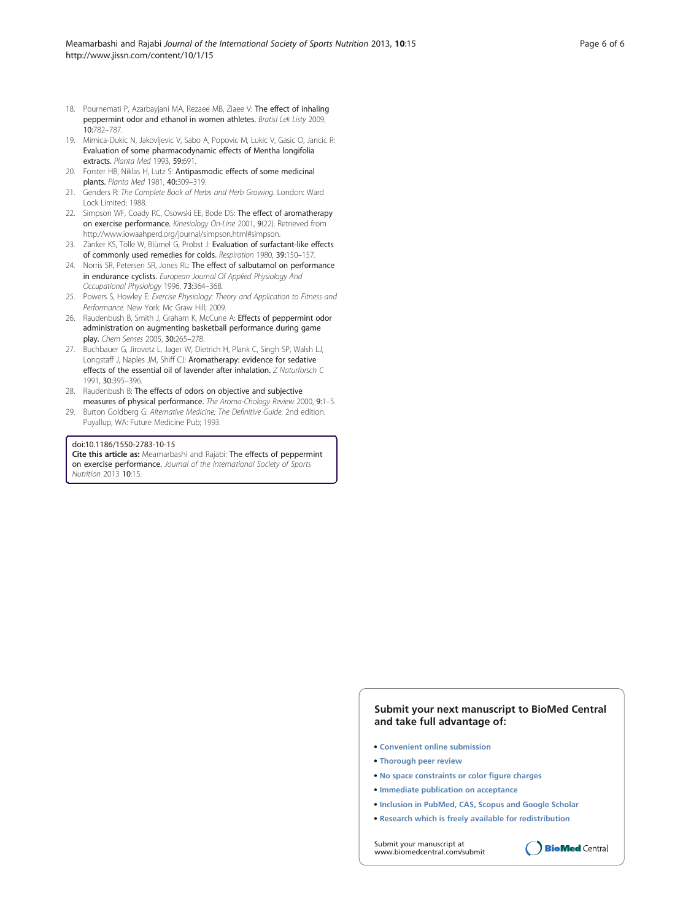18. Pournemati P, Azarbayjani MA, Rezaee MB, Ziaee V: **The effect of inhaling peppermint odor and ethanol in women athletes.** *Bratisl Lek Listy* 2009, **10**:782–787.
19. Mimica-Dukic N, Jakovljevic V, Sabo A, Popovic M, Lukic V, Gasic O, Jancic R: **Evaluation of some pharmacodynamic effects of Mentha longifolia extracts.** *Planta Med* 1993, **59**:691.
20. Forster HB, Niklas H, Lutz S: **Antipasmodic effects of some medicinal plants.** *Planta Med* 1981, **40**:309–319.
21. Genders R: *The Complete Book of Herbs and Herb Growing.* London: Ward Lock Limited; 1988.
22. Simpson WF, Coady RC, Osowski EE, Bode DS: **The effect of aromatherapy on exercise performance.** *Kinesiology On-Line* 2001, **9**(22). Retrieved from http://www.iowaahperd.org/journal/simpson.html#simpson.
23. Zänker KS, Tölle W, Blümel G, Probst J: **Evaluation of surfactant-like effects of commonly used remedies for colds.** *Respiration* 1980, **39**:150–157.
24. Norris SR, Petersen SR, Jones RL: **The effect of salbutamol on performance in endurance cyclists.** *European Journal Of Applied Physiology And Occupational Physiology* 1996, **73**:364–368.
25. Powers S, Howley E: *Exercise Physiology: Theory and Application to Fitness and Performance.* New York: Mc Graw Hill; 2009.
26. Raudenbush B, Smith J, Graham K, McCune A: **Effects of peppermint odor administration on augmenting basketball performance during game play.** *Chem Senses* 2005, **30**:265–278.
27. Buchbauer G, Jirovetz L, Jager W, Dietrich H, Plank C, Singh SP, Walsh LJ, Longstaff J, Naples JM, Shiff CJ: **Aromatherapy: evidence for sedative effects of the essential oil of lavender after inhalation.** *Z Naturforsch C* 1991, **30**:395–396.
28. Raudenbush B: **The effects of odors on objective and subjective measures of physical performance.** *The Aroma-Chology Review* 2000, **9**:1–5.
29. Burton Goldberg G: *Alternative Medicine: The Definitive Guide.* 2nd edition. Puyallup, WA: Future Medicine Pub; 1993.

doi:10.1186/1550-2783-10-15

**Cite this article as:** Meamarbashi and Rajabi: **The effects of peppermint on exercise performance.** *Journal of the International Society of Sports Nutrition* 2013 **10**:15.

**Submit your next manuscript to BioMed Central and take full advantage of:**

- **Convenient online submission**
- **Thorough peer review**
- **No space constraints or color figure charges**
- **Immediate publication on acceptance**
- **Inclusion in PubMed, CAS, Scopus and Google Scholar**
- **Research which is freely available for redistribution**

Submit your manuscript at
www.biomedcentral.com/submit

BioMed Central